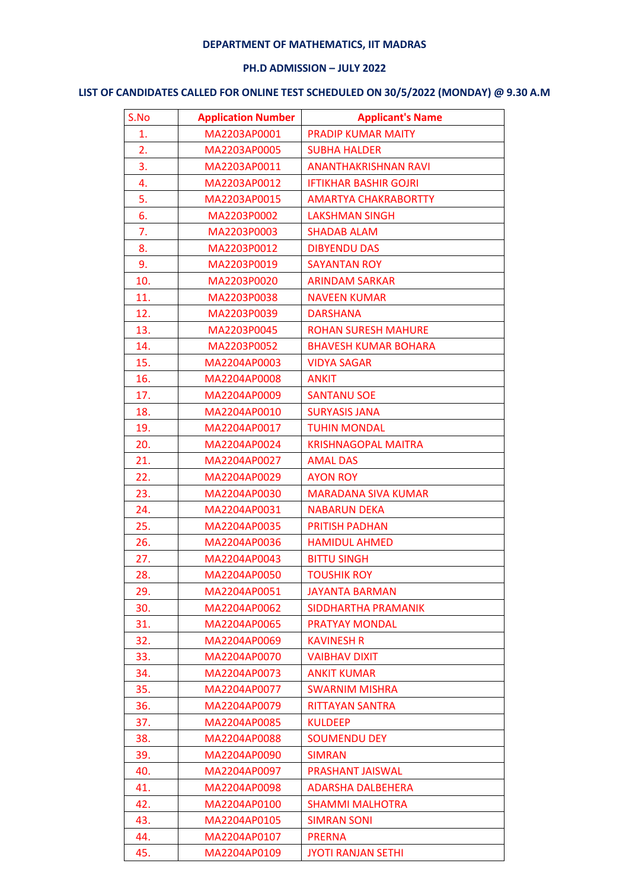**DEPARTMENT OF MATHEMATICS, IIT MADRAS**

**PH.D ADMISSION – JULY 2022**

**LIST OF CANDIDATES CALLED FOR ONLINE TEST SCHEDULED ON 30/5/2022 (MONDAY) @ 9.30 A.M**

| S.No | Application Number | Applicant's Name |
|---|---|---|
| 1. | MA2203AP0001 | PRADIP KUMAR MAITY |
| 2. | MA2203AP0005 | SUBHA HALDER |
| 3. | MA2203AP0011 | ANANTHAKRISHNAN RAVI |
| 4. | MA2203AP0012 | IFTIKHAR BASHIR GOJRI |
| 5. | MA2203AP0015 | AMARTYA CHAKRABORTTY |
| 6. | MA2203P0002 | LAKSHMAN SINGH |
| 7. | MA2203P0003 | SHADAB ALAM |
| 8. | MA2203P0012 | DIBYENDU DAS |
| 9. | MA2203P0019 | SAYANTAN ROY |
| 10. | MA2203P0020 | ARINDAM SARKAR |
| 11. | MA2203P0038 | NAVEEN KUMAR |
| 12. | MA2203P0039 | DARSHANA |
| 13. | MA2203P0045 | ROHAN SURESH MAHURE |
| 14. | MA2203P0052 | BHAVESH KUMAR BOHARA |
| 15. | MA2204AP0003 | VIDYA SAGAR |
| 16. | MA2204AP0008 | ANKIT |
| 17. | MA2204AP0009 | SANTANU SOE |
| 18. | MA2204AP0010 | SURYASIS JANA |
| 19. | MA2204AP0017 | TUHIN MONDAL |
| 20. | MA2204AP0024 | KRISHNAGOPAL MAITRA |
| 21. | MA2204AP0027 | AMAL DAS |
| 22. | MA2204AP0029 | AYON ROY |
| 23. | MA2204AP0030 | MARADANA SIVA KUMAR |
| 24. | MA2204AP0031 | NABARUN DEKA |
| 25. | MA2204AP0035 | PRITISH PADHAN |
| 26. | MA2204AP0036 | HAMIDUL AHMED |
| 27. | MA2204AP0043 | BITTU SINGH |
| 28. | MA2204AP0050 | TOUSHIK ROY |
| 29. | MA2204AP0051 | JAYANTA BARMAN |
| 30. | MA2204AP0062 | SIDDHARTHA PRAMANIK |
| 31. | MA2204AP0065 | PRATYAY MONDAL |
| 32. | MA2204AP0069 | KAVINESH R |
| 33. | MA2204AP0070 | VAIBHAV DIXIT |
| 34. | MA2204AP0073 | ANKIT KUMAR |
| 35. | MA2204AP0077 | SWARNIM MISHRA |
| 36. | MA2204AP0079 | RITTAYAN SANTRA |
| 37. | MA2204AP0085 | KULDEEP |
| 38. | MA2204AP0088 | SOUMENDU DEY |
| 39. | MA2204AP0090 | SIMRAN |
| 40. | MA2204AP0097 | PRASHANT JAISWAL |
| 41. | MA2204AP0098 | ADARSHA DALBEHERA |
| 42. | MA2204AP0100 | SHAMMI MALHOTRA |
| 43. | MA2204AP0105 | SIMRAN SONI |
| 44. | MA2204AP0107 | PRERNA |
| 45. | MA2204AP0109 | JYOTI RANJAN SETHI |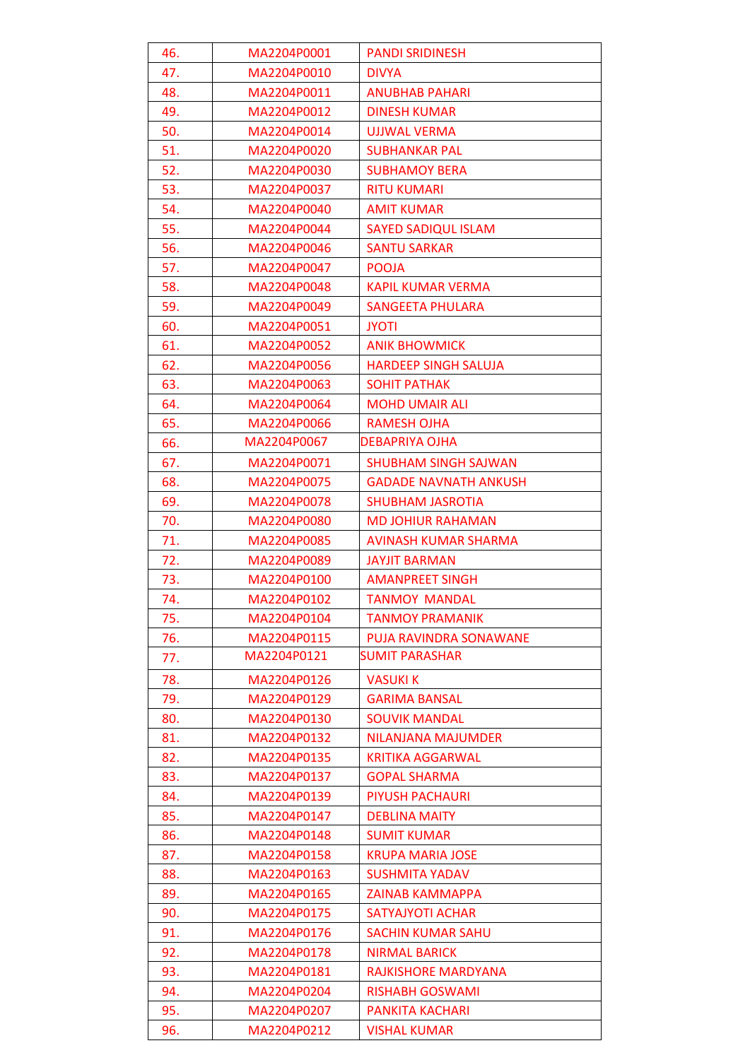| 46. | MA2204P0001 | PANDI SRIDINESH |
|---|---|---|
| 47. | MA2204P0010 | DIVYA |
| 48. | MA2204P0011 | ANUBHAB PAHARI |
| 49. | MA2204P0012 | DINESH KUMAR |
| 50. | MA2204P0014 | UJJWAL VERMA |
| 51. | MA2204P0020 | SUBHANKAR PAL |
| 52. | MA2204P0030 | SUBHAMOY BERA |
| 53. | MA2204P0037 | RITU KUMARI |
| 54. | MA2204P0040 | AMIT KUMAR |
| 55. | MA2204P0044 | SAYED SADIQUL ISLAM |
| 56. | MA2204P0046 | SANTU SARKAR |
| 57. | MA2204P0047 | POOJA |
| 58. | MA2204P0048 | KAPIL KUMAR VERMA |
| 59. | MA2204P0049 | SANGEETA PHULARA |
| 60. | MA2204P0051 | JYOTI |
| 61. | MA2204P0052 | ANIK BHOWMICK |
| 62. | MA2204P0056 | HARDEEP SINGH SALUJA |
| 63. | MA2204P0063 | SOHIT PATHAK |
| 64. | MA2204P0064 | MOHD UMAIR ALI |
| 65. | MA2204P0066 | RAMESH OJHA |
| 66. | MA2204P0067 | DEBAPRIYA OJHA |
| 67. | MA2204P0071 | SHUBHAM SINGH SAJWAN |
| 68. | MA2204P0075 | GADADE NAVNATH ANKUSH |
| 69. | MA2204P0078 | SHUBHAM JASROTIA |
| 70. | MA2204P0080 | MD JOHIUR RAHAMAN |
| 71. | MA2204P0085 | AVINASH KUMAR SHARMA |
| 72. | MA2204P0089 | JAYJIT BARMAN |
| 73. | MA2204P0100 | AMANPREET SINGH |
| 74. | MA2204P0102 | TANMOY MANDAL |
| 75. | MA2204P0104 | TANMOY PRAMANIK |
| 76. | MA2204P0115 | PUJA RAVINDRA SONAWANE |
| 77. | MA2204P0121 | SUMIT PARASHAR |
| 78. | MA2204P0126 | VASUKI K |
| 79. | MA2204P0129 | GARIMA BANSAL |
| 80. | MA2204P0130 | SOUVIK MANDAL |
| 81. | MA2204P0132 | NILANJANA MAJUMDER |
| 82. | MA2204P0135 | KRITIKA AGGARWAL |
| 83. | MA2204P0137 | GOPAL SHARMA |
| 84. | MA2204P0139 | PIYUSH PACHAURI |
| 85. | MA2204P0147 | DEBLINA MAITY |
| 86. | MA2204P0148 | SUMIT KUMAR |
| 87. | MA2204P0158 | KRUPA MARIA JOSE |
| 88. | MA2204P0163 | SUSHMITA YADAV |
| 89. | MA2204P0165 | ZAINAB KAMMAPPA |
| 90. | MA2204P0175 | SATYAJYOTI ACHAR |
| 91. | MA2204P0176 | SACHIN KUMAR SAHU |
| 92. | MA2204P0178 | NIRMAL BARICK |
| 93. | MA2204P0181 | RAJKISHORE MARDYANA |
| 94. | MA2204P0204 | RISHABH GOSWAMI |
| 95. | MA2204P0207 | PANKITA KACHARI |
| 96. | MA2204P0212 | VISHAL KUMAR |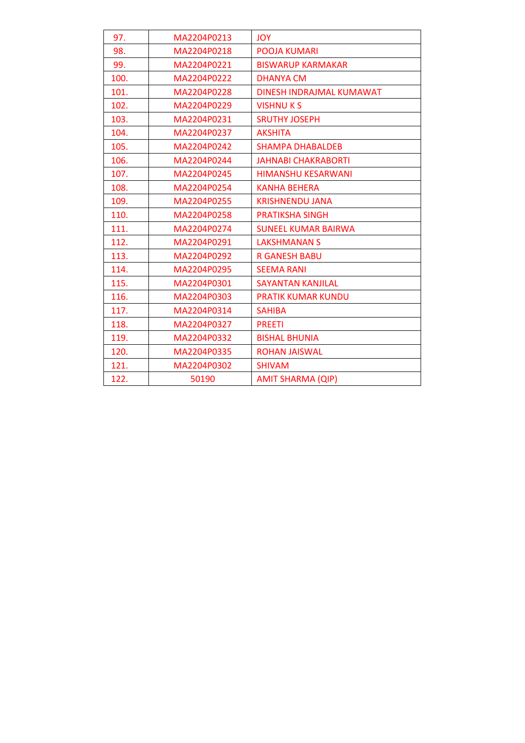| | | |
|---|---|---|
| 97. | MA2204P0213 | JOY |
| 98. | MA2204P0218 | POOJA KUMARI |
| 99. | MA2204P0221 | BISWARUP KARMAKAR |
| 100. | MA2204P0222 | DHANYA CM |
| 101. | MA2204P0228 | DINESH INDRAJMAL KUMAWAT |
| 102. | MA2204P0229 | VISHNU K S |
| 103. | MA2204P0231 | SRUTHY JOSEPH |
| 104. | MA2204P0237 | AKSHITA |
| 105. | MA2204P0242 | SHAMPA DHABALDEB |
| 106. | MA2204P0244 | JAHNABI CHAKRABORTI |
| 107. | MA2204P0245 | HIMANSHU KESARWANI |
| 108. | MA2204P0254 | KANHA BEHERA |
| 109. | MA2204P0255 | KRISHNENDU JANA |
| 110. | MA2204P0258 | PRATIKSHA SINGH |
| 111. | MA2204P0274 | SUNEEL KUMAR BAIRWA |
| 112. | MA2204P0291 | LAKSHMANAN S |
| 113. | MA2204P0292 | R GANESH BABU |
| 114. | MA2204P0295 | SEEMA RANI |
| 115. | MA2204P0301 | SAYANTAN KANJILAL |
| 116. | MA2204P0303 | PRATIK KUMAR KUNDU |
| 117. | MA2204P0314 | SAHIBA |
| 118. | MA2204P0327 | PREETI |
| 119. | MA2204P0332 | BISHAL BHUNIA |
| 120. | MA2204P0335 | ROHAN JAISWAL |
| 121. | MA2204P0302 | SHIVAM |
| 122. | 50190 | AMIT SHARMA (QIP) |